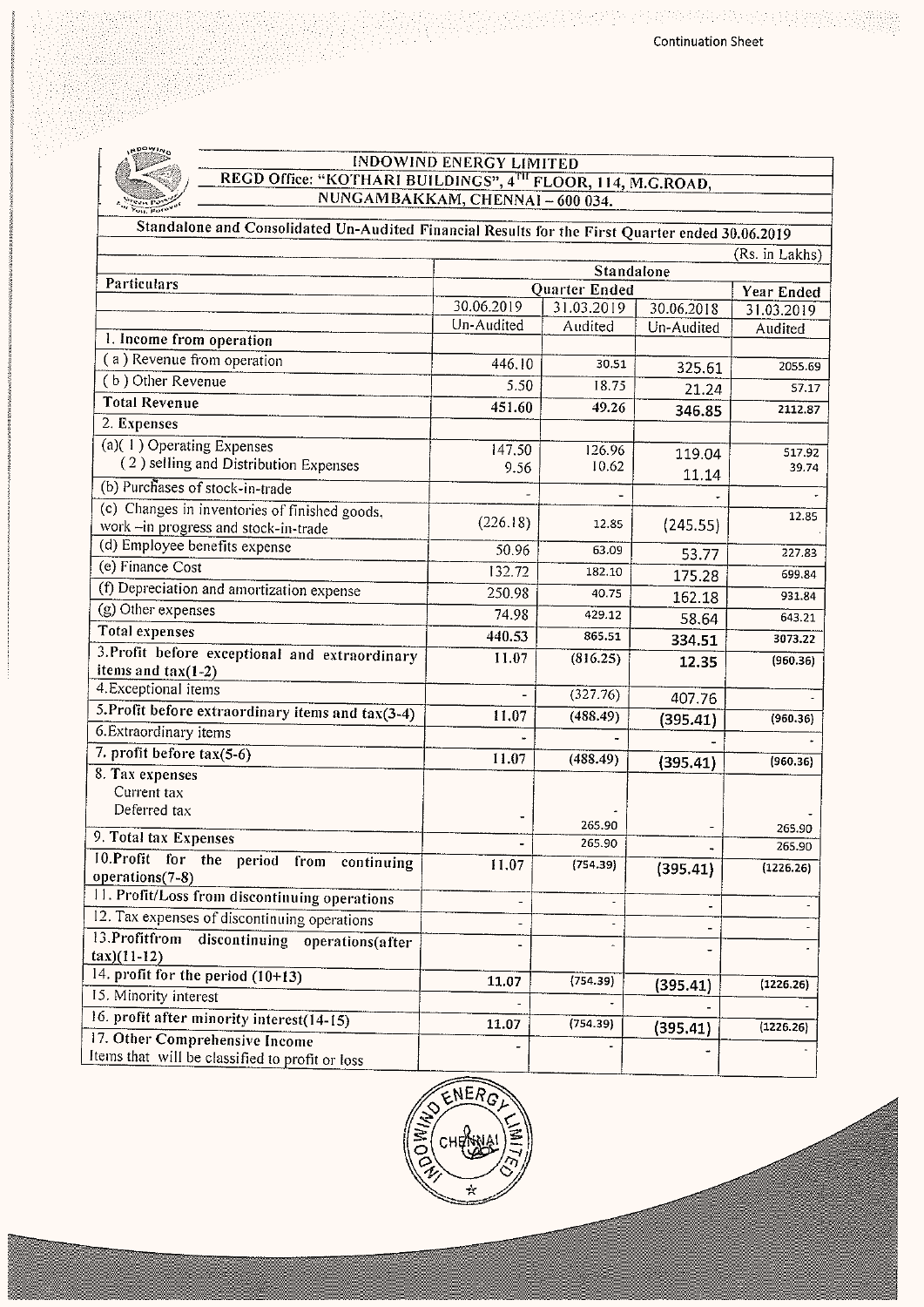Continuation Sheet

## INDOWIND ENERGY LIMITED

**REGD Office: "KOTHARI BUILDINGS", 4TH FLOOR, 114, M.G.ROAD, NUNGAMBAKKAM, CHENNAI – 600 034.**

### Standalone and Consolidated Un-Audited Financial Results for the First Quarter ended 30.06.2019

(Rs. in Lakhs)

| Particulars | Standalone | | | |
|---|---|---|---|---|
| | Quarter Ended | | | Year Ended |
| | 30.06.2019 | 31.03.2019 | 30.06.2018 | 31.03.2019 |
| | Un-Audited | Audited | Un-Audited | Audited |
| **1. Income from operation** | | | | |
| ( a ) Revenue from operation | 446.10 | 30.51 | 325.61 | 2055.69 |
| ( b ) Other Revenue | 5.50 | 18.75 | 21.24 | 57.17 |
| **Total Revenue** | 451.60 | 49.26 | 346.85 | 2112.87 |
| 2. Expenses | | | | |
| (a)( 1 ) Operating Expenses | 147.50 | 126.96 | 119.04 | 517.92 |
| ( 2 ) selling and Distribution Expenses | 9.56 | 10.62 | 11.14 | 39.74 |
| (b) Purchases of stock-in-trade | - | - | - | - |
| (c) Changes in inventories of finished goods, work –in progress and stock-in-trade | (226.18) | 12.85 | (245.55) | 12.85 |
| (d) Employee benefits expense | 50.96 | 63.09 | 53.77 | 227.83 |
| (e) Finance Cost | 132.72 | 182.10 | 175.28 | 699.84 |
| (f) Depreciation and amortization expense | 250.98 | 40.75 | 162.18 | 931.84 |
| (g) Other expenses | 74.98 | 429.12 | 58.64 | 643.21 |
| Total expenses | 440.53 | 865.51 | 334.51 | 3073.22 |
| 3.Profit before exceptional and extraordinary items and tax(1-2) | 11.07 | (816.25) | 12.35 | (960.36) |
| 4.Exceptional items | - | (327.76) | 407.76 | - |
| 5.Profit before extraordinary items and tax(3-4) | 11.07 | (488.49) | (395.41) | (960.36) |
| 6.Extraordinary items | - | - | - | - |
| 7. profit before tax(5-6) | 11.07 | (488.49) | (395.41) | (960.36) |
| 8. Tax expenses<br>Current tax<br>Deferred tax | - | -<br>265.90 | - | -<br>265.90 |
| 9. Total tax Expenses | - | 265.90 | - | 265.90 |
| 10.Profit for the period from continuing operations(7-8) | 11.07 | (754.39) | (395.41) | (1226.26) |
| 11. Profit/Loss from discontinuing operations | - | - | - | - |
| 12. Tax expenses of discontinuing operations | - | - | - | - |
| 13.Profitfrom discontinuing operations(after tax)(11-12) | - | - | - | - |
| 14. profit for the period (10+13) | 11.07 | (754.39) | (395.41) | (1226.26) |
| 15. Minority interest | - | - | - | - |
| 16. profit after minority interest(14-15) | 11.07 | (754.39) | (395.41) | (1226.26) |
| 17. Other Comprehensive Income<br>Items that will be classified to profit or loss | - | - | - | - |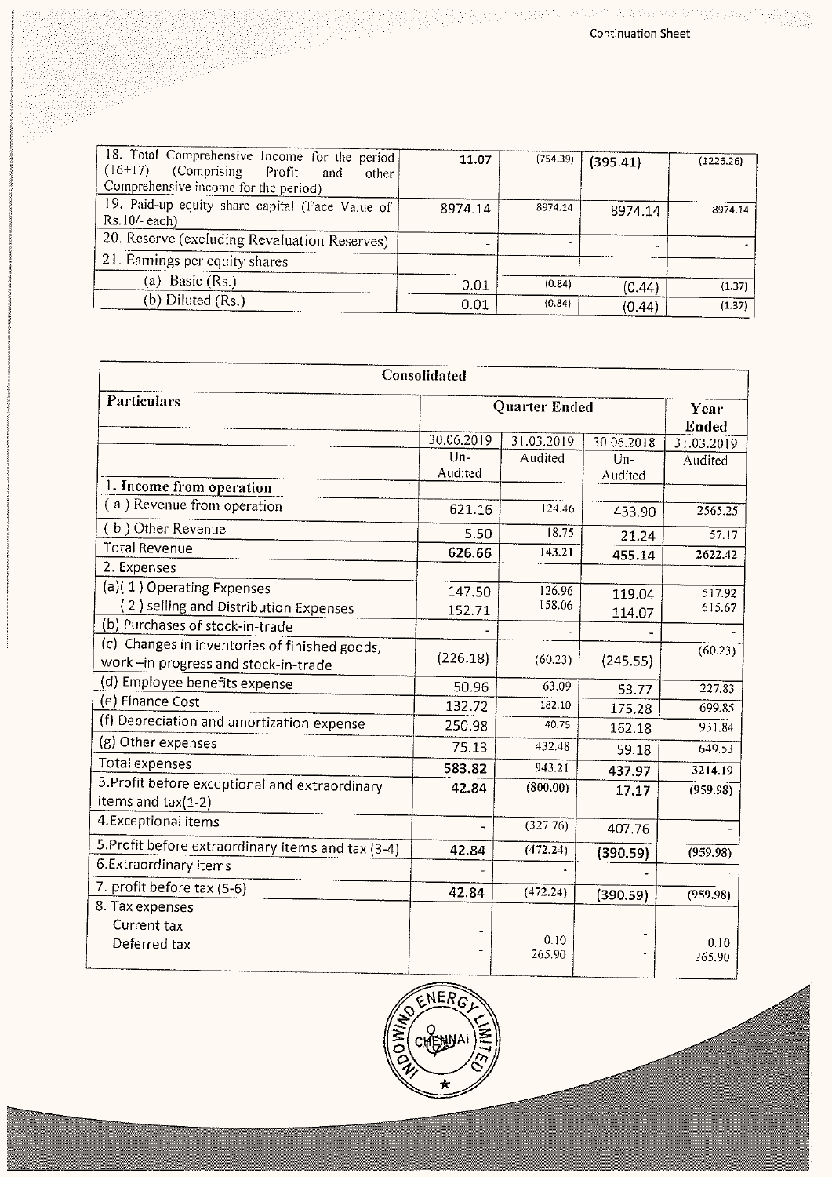| | | | | |
|---|---|---|---|---|
| 18. Total Comprehensive Income for the period (16+17) (Comprising Profit and other Comprehensive income for the period) | 11.07 | (754.39) | (395.41) | (1226.26) |
| 19. Paid-up equity share capital (Face Value of Rs.10/- each) | 8974.14 | 8974.14 | 8974.14 | 8974.14 |
| 20. Reserve (excluding Revaluation Reserves) | - | - | - | - |
| 21. Earnings per equity shares | | | | |
| (a) Basic (Rs.) | 0.01 | (0.84) | (0.44) | (1.37) |
| (b) Diluted (Rs.) | 0.01 | (0.84) | (0.44) | (1.37) |

| Consolidated | | | | |
|---|---|---|---|---|
| **Particulars** | **Quarter Ended** | | | **Year Ended** |
| | 30.06.2019 | 31.03.2019 | 30.06.2018 | 31.03.2019 |
| | Un-Audited | Audited | Un-Audited | Audited |
| **1. Income from operation** | | | | |
| ( a ) Revenue from operation | 621.16 | 124.46 | 433.90 | 2565.25 |
| ( b ) Other Revenue | 5.50 | 18.75 | 21.24 | 57.17 |
| Total Revenue | **626.66** | **143.21** | **455.14** | **2622.42** |
| 2. Expenses | | | | |
| (a)( 1 ) Operating Expenses | 147.50 | 126.96 | 119.04 | 517.92 |
| ( 2 ) selling and Distribution Expenses | 152.71 | 158.06 | 114.07 | 615.67 |
| (b) Purchases of stock-in-trade | - | - | - | - |
| (c) Changes in inventories of finished goods, work –in progress and stock-in-trade | (226.18) | (60.23) | (245.55) | (60.23) |
| (d) Employee benefits expense | 50.96 | 63.09 | 53.77 | 227.83 |
| (e) Finance Cost | 132.72 | 182.10 | 175.28 | 699.85 |
| (f) Depreciation and amortization expense | 250.98 | 40.75 | 162.18 | 931.84 |
| (g) Other expenses | 75.13 | 432.48 | 59.18 | 649.53 |
| Total expenses | **583.82** | **943.21** | **437.97** | **3214.19** |
| 3.Profit before exceptional and extraordinary items and tax(1-2) | **42.84** | **(800.00)** | **17.17** | **(959.98)** |
| 4.Exceptional items | - | (327.76) | 407.76 | - |
| 5.Profit before extraordinary items and tax (3-4) | **42.84** | **(472.24)** | **(390.59)** | **(959.98)** |
| 6.Extraordinary items | - | - | - | - |
| 7. profit before tax (5-6) | **42.84** | **(472.24)** | **(390.59)** | **(959.98)** |
| 8. Tax expenses | | | | |
| Current tax | - | 0.10 | - | 0.10 |
| Deferred tax | - | 265.90 | - | 265.90 |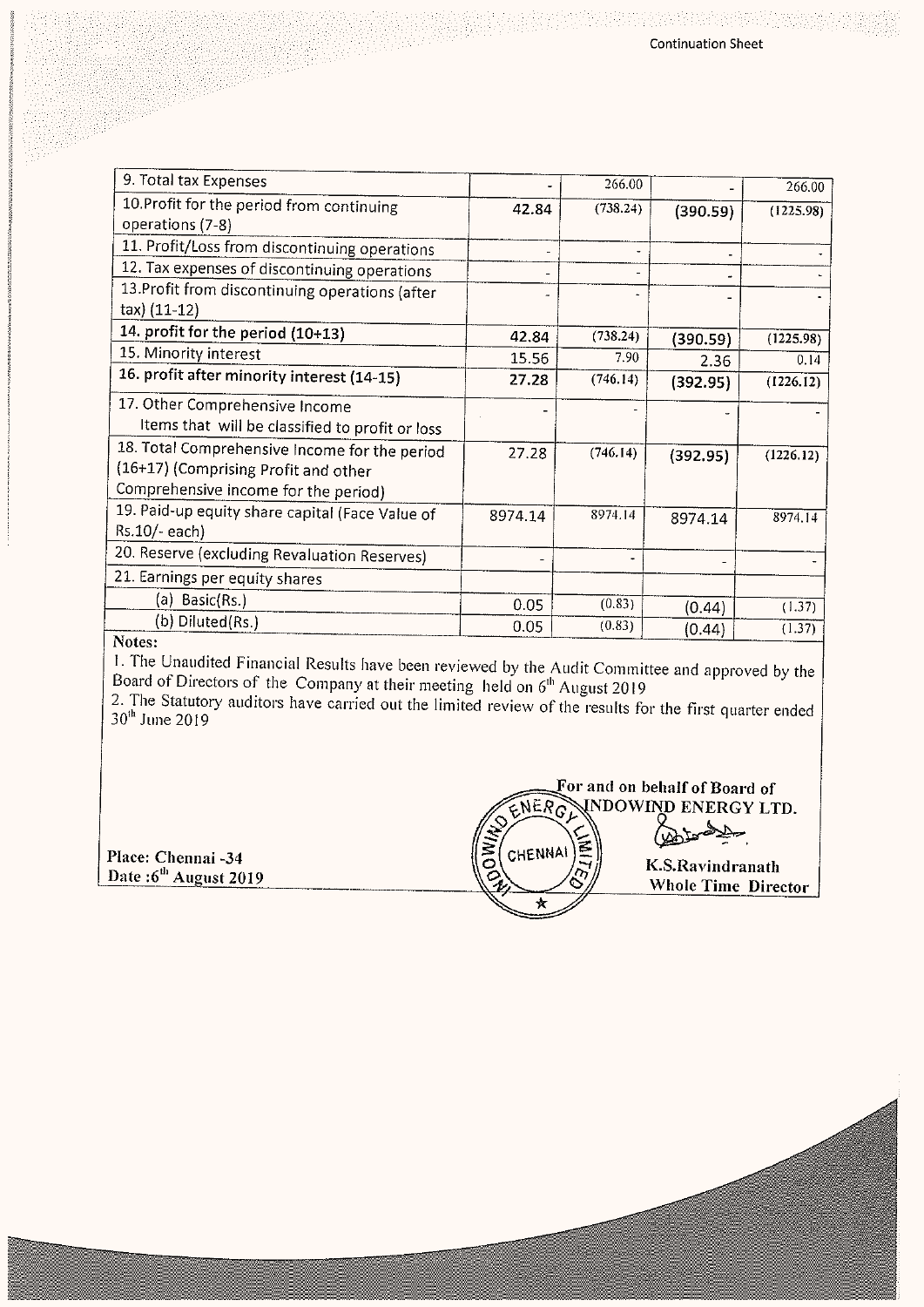| | | | | |
|---|---|---|---|---|
| 9. Total tax Expenses | - | 266.00 | - | 266.00 |
| 10.Profit for the period from continuing operations (7-8) | 42.84 | (738.24) | (390.59) | (1225.98) |
| 11. Profit/Loss from discontinuing operations | - | - | - | - |
| 12. Tax expenses of discontinuing operations | - | - | - | - |
| 13.Profit from discontinuing operations (after tax) (11-12) | - | - | - | - |
| 14. profit for the period (10+13) | 42.84 | (738.24) | (390.59) | (1225.98) |
| 15. Minority interest | 15.56 | 7.90 | 2.36 | 0.14 |
| 16. profit after minority interest (14-15) | 27.28 | (746.14) | (392.95) | (1226.12) |
| 17. Other Comprehensive Income Items that will be classified to profit or loss | - | - | - | - |
| 18. Total Comprehensive Income for the period (16+17) (Comprising Profit and other Comprehensive income for the period) | 27.28 | (746.14) | (392.95) | (1226.12) |
| 19. Paid-up equity share capital (Face Value of Rs.10/- each) | 8974.14 | 8974.14 | 8974.14 | 8974.14 |
| 20. Reserve (excluding Revaluation Reserves) | - | - | - | - |
| 21. Earnings per equity shares | | | | |
| (a) Basic(Rs.) | 0.05 | (0.83) | (0.44) | (1.37) |
| (b) Diluted(Rs.) | 0.05 | (0.83) | (0.44) | (1.37) |

**Notes:**

1. The Unaudited Financial Results have been reviewed by the Audit Committee and approved by the Board of Directors of the Company at their meeting held on 6th August 2019
2. The Statutory auditors have carried out the limited review of the results for the first quarter ended 30th June 2019

**For and on behalf of Board of INDOWIND ENERGY LTD.**

**K.S.Ravindranath**
**Whole Time Director**

**Place: Chennai -34**
**Date :6th August 2019**